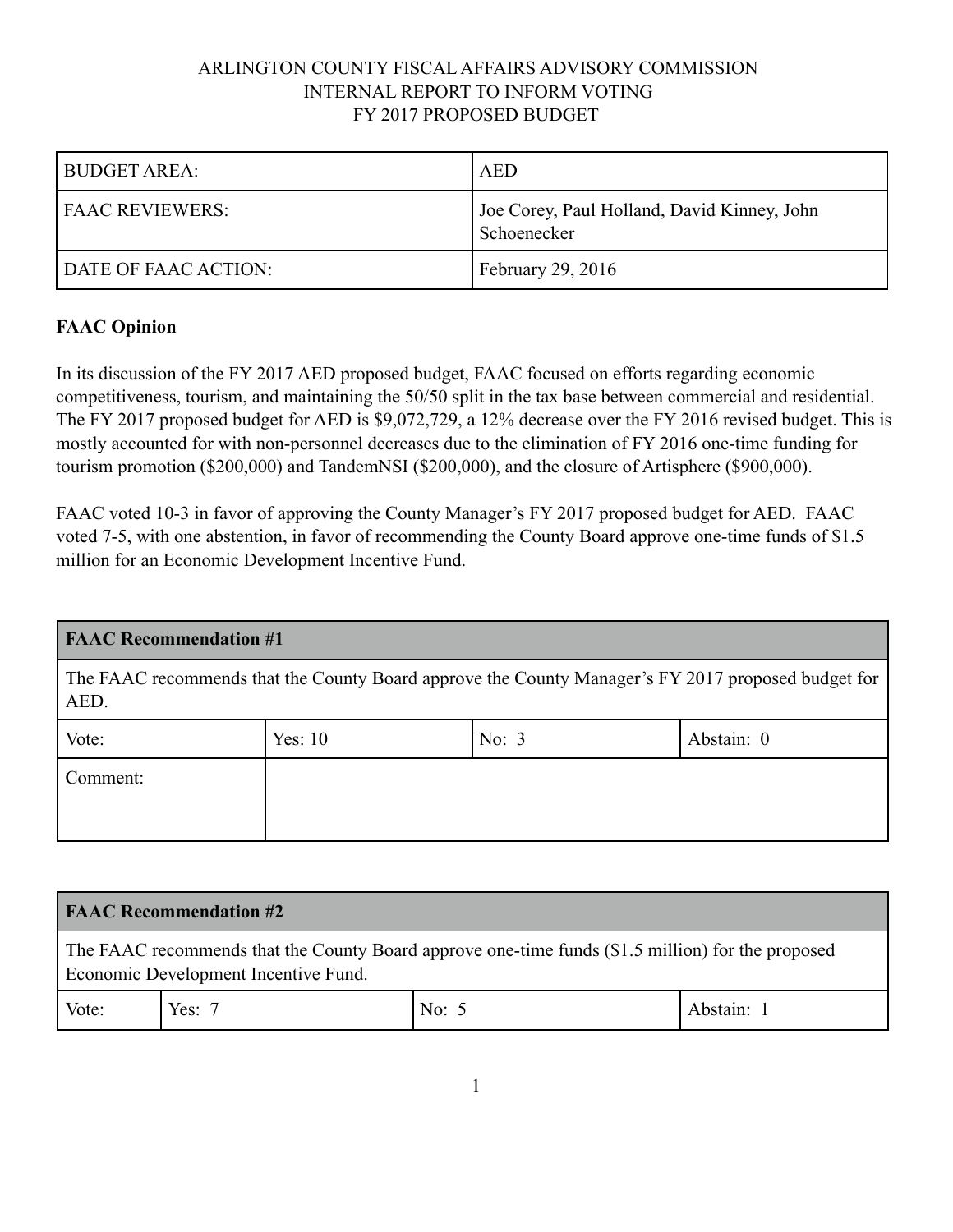ARLINGTON COUNTY FISCAL AFFAIRS ADVISORY COMMISSION
INTERNAL REPORT TO INFORM VOTING
FY 2017 PROPOSED BUDGET

| | |
|---|---|
| BUDGET AREA: | AED |
| FAAC REVIEWERS: | Joe Corey, Paul Holland, David Kinney, John Schoenecker |
| DATE OF FAAC ACTION: | February 29, 2016 |

**FAAC Opinion**

In its discussion of the FY 2017 AED proposed budget, FAAC focused on efforts regarding economic competitiveness, tourism, and maintaining the 50/50 split in the tax base between commercial and residential. The FY 2017 proposed budget for AED is $9,072,729, a 12% decrease over the FY 2016 revised budget. This is mostly accounted for with non-personnel decreases due to the elimination of FY 2016 one-time funding for tourism promotion ($200,000) and TandemNSI ($200,000), and the closure of Artisphere ($900,000).

FAAC voted 10-3 in favor of approving the County Manager's FY 2017 proposed budget for AED. FAAC voted 7-5, with one abstention, in favor of recommending the County Board approve one-time funds of $1.5 million for an Economic Development Incentive Fund.

| **FAAC Recommendation #1** | | | |
|---|---|---|---|
| The FAAC recommends that the County Board approve the County Manager's FY 2017 proposed budget for AED. | | | |
| Vote: | Yes: 10 | No: 3 | Abstain: 0 |
| Comment: | | | |

| **FAAC Recommendation #2** | | | |
|---|---|---|---|
| The FAAC recommends that the County Board approve one-time funds ($1.5 million) for the proposed Economic Development Incentive Fund. | | | |
| Vote: | Yes: 7 | No: 5 | Abstain: 1 |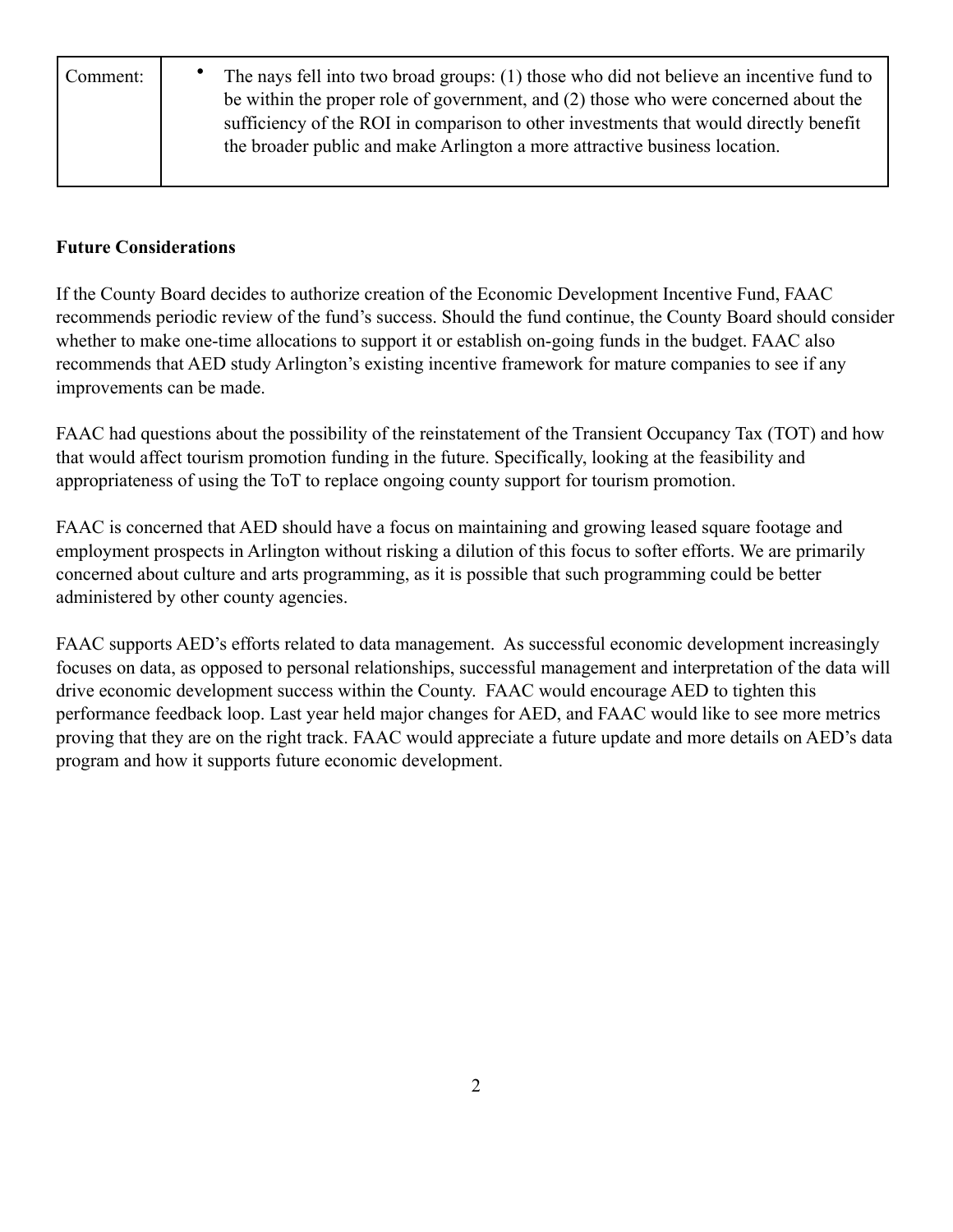| | |
|---|---|
| Comment: | • The nays fell into two broad groups: (1) those who did not believe an incentive fund to be within the proper role of government, and (2) those who were concerned about the sufficiency of the ROI in comparison to other investments that would directly benefit the broader public and make Arlington a more attractive business location. |

**Future Considerations**

If the County Board decides to authorize creation of the Economic Development Incentive Fund, FAAC recommends periodic review of the fund's success. Should the fund continue, the County Board should consider whether to make one-time allocations to support it or establish on-going funds in the budget. FAAC also recommends that AED study Arlington's existing incentive framework for mature companies to see if any improvements can be made.

FAAC had questions about the possibility of the reinstatement of the Transient Occupancy Tax (TOT) and how that would affect tourism promotion funding in the future. Specifically, looking at the feasibility and appropriateness of using the ToT to replace ongoing county support for tourism promotion.

FAAC is concerned that AED should have a focus on maintaining and growing leased square footage and employment prospects in Arlington without risking a dilution of this focus to softer efforts. We are primarily concerned about culture and arts programming, as it is possible that such programming could be better administered by other county agencies.

FAAC supports AED's efforts related to data management. As successful economic development increasingly focuses on data, as opposed to personal relationships, successful management and interpretation of the data will drive economic development success within the County. FAAC would encourage AED to tighten this performance feedback loop. Last year held major changes for AED, and FAAC would like to see more metrics proving that they are on the right track. FAAC would appreciate a future update and more details on AED's data program and how it supports future economic development.